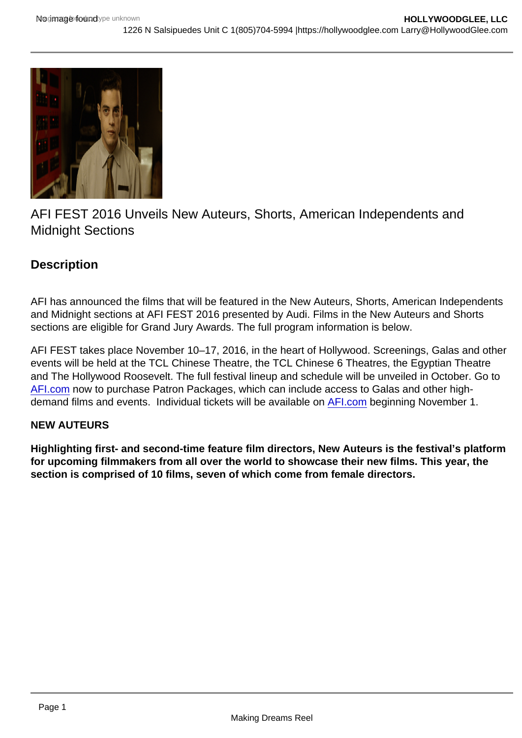# AFI FEST 2016 Unveils New Auteurs, Shorts, American Independents and Midnight Sections

## Description

AFI has announced the films that will be featured in the New Auteurs, Shorts, American Independents and Midnight sections at AFI FEST 2016 presented by Audi. Films in the New Auteurs and Shorts sections are eligible for Grand Jury Awards. The full program information is below.

AFI FEST takes place November 10–17, 2016, in the heart of Hollywood. Screenings, Galas and other events will be held at the TCL Chinese Theatre, the TCL Chinese 6 Theatres, the Egyptian Theatre and The Hollywood Roosevelt. The full festival lineup and schedule will be unveiled in October. Go to AFI.com now to purchase Patron Packages, which can include access to Galas and other high-demand films and events. Individual tickets will be available on AFI.com beginning November 1.

**NEW AUTEURS**

**Highlighting first- and second-time feature film directors, New Auteurs is the festival's platform for upcoming filmmakers from all over the world to showcase their new films. This year, the section is comprised of 10 films, seven of which come from female directors.**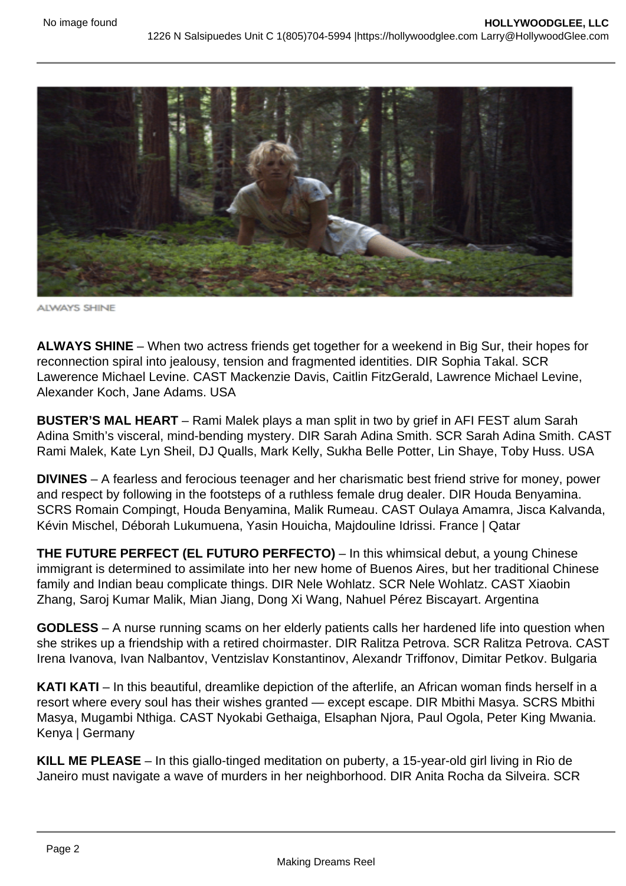ALWAYS SHINE

**ALWAYS SHINE** – When two actress friends get together for a weekend in Big Sur, their hopes for reconnection spiral into jealousy, tension and fragmented identities. DIR Sophia Takal. SCR Lawerence Michael Levine. CAST Mackenzie Davis, Caitlin FitzGerald, Lawrence Michael Levine, Alexander Koch, Jane Adams. USA

**BUSTER'S MAL HEART** – Rami Malek plays a man split in two by grief in AFI FEST alum Sarah Adina Smith's visceral, mind-bending mystery. DIR Sarah Adina Smith. SCR Sarah Adina Smith. CAST Rami Malek, Kate Lyn Sheil, DJ Qualls, Mark Kelly, Sukha Belle Potter, Lin Shaye, Toby Huss. USA

**DIVINES** – A fearless and ferocious teenager and her charismatic best friend strive for money, power and respect by following in the footsteps of a ruthless female drug dealer. DIR Houda Benyamina. SCRS Romain Compingt, Houda Benyamina, Malik Rumeau. CAST Oulaya Amamra, Jisca Kalvanda, Kévin Mischel, Déborah Lukumuena, Yasin Houicha, Majdouline Idrissi. France | Qatar

**THE FUTURE PERFECT (EL FUTURO PERFECTO)** – In this whimsical debut, a young Chinese immigrant is determined to assimilate into her new home of Buenos Aires, but her traditional Chinese family and Indian beau complicate things. DIR Nele Wohlatz. SCR Nele Wohlatz. CAST Xiaobin Zhang, Saroj Kumar Malik, Mian Jiang, Dong Xi Wang, Nahuel Pérez Biscayart. Argentina

**GODLESS** – A nurse running scams on her elderly patients calls her hardened life into question when she strikes up a friendship with a retired choirmaster. DIR Ralitza Petrova. SCR Ralitza Petrova. CAST Irena Ivanova, Ivan Nalbantov, Ventzislav Konstantinov, Alexandr Triffonov, Dimitar Petkov. Bulgaria

**KATI KATI** – In this beautiful, dreamlike depiction of the afterlife, an African woman finds herself in a resort where every soul has their wishes granted — except escape. DIR Mbithi Masya. SCRS Mbithi Masya, Mugambi Nthiga. CAST Nyokabi Gethaiga, Elsaphan Njora, Paul Ogola, Peter King Mwania. Kenya | Germany

**KILL ME PLEASE** – In this giallo-tinged meditation on puberty, a 15-year-old girl living in Rio de Janeiro must navigate a wave of murders in her neighborhood. DIR Anita Rocha da Silveira. SCR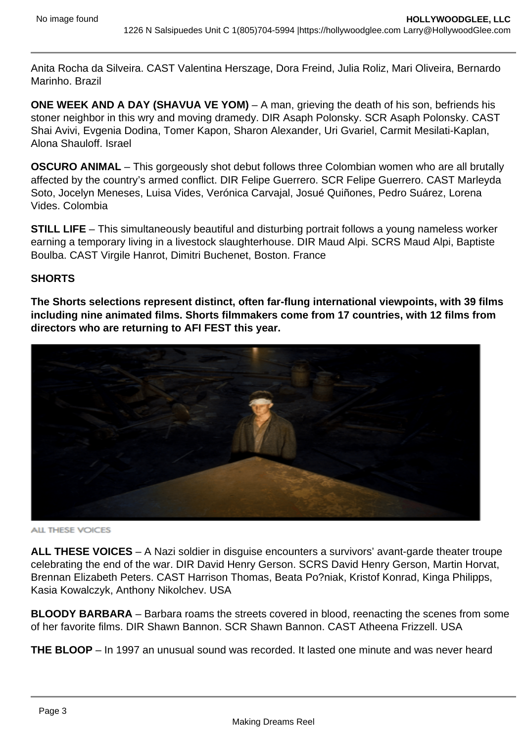Anita Rocha da Silveira. CAST Valentina Herszage, Dora Freind, Julia Roliz, Mari Oliveira, Bernardo Marinho. Brazil

**ONE WEEK AND A DAY (SHAVUA VE YOM)** – A man, grieving the death of his son, befriends his stoner neighbor in this wry and moving dramedy. DIR Asaph Polonsky. SCR Asaph Polonsky. CAST Shai Avivi, Evgenia Dodina, Tomer Kapon, Sharon Alexander, Uri Gvariel, Carmit Mesilati-Kaplan, Alona Shauloff. Israel

**OSCURO ANIMAL** – This gorgeously shot debut follows three Colombian women who are all brutally affected by the country's armed conflict. DIR Felipe Guerrero. SCR Felipe Guerrero. CAST Marleyda Soto, Jocelyn Meneses, Luisa Vides, Verónica Carvajal, Josué Quiñones, Pedro Suárez, Lorena Vides. Colombia

**STILL LIFE** – This simultaneously beautiful and disturbing portrait follows a young nameless worker earning a temporary living in a livestock slaughterhouse. DIR Maud Alpi. SCRS Maud Alpi, Baptiste Boulba. CAST Virgile Hanrot, Dimitri Buchenet, Boston. France

**SHORTS**

**The Shorts selections represent distinct, often far-flung international viewpoints, with 39 films including nine animated films. Shorts filmmakers come from 17 countries, with 12 films from directors who are returning to AFI FEST this year.**

ALL THESE VOICES

**ALL THESE VOICES** – A Nazi soldier in disguise encounters a survivors' avant-garde theater troupe celebrating the end of the war. DIR David Henry Gerson. SCRS David Henry Gerson, Martin Horvat, Brennan Elizabeth Peters. CAST Harrison Thomas, Beata Po?niak, Kristof Konrad, Kinga Philipps, Kasia Kowalczyk, Anthony Nikolchev. USA

**BLOODY BARBARA** – Barbara roams the streets covered in blood, reenacting the scenes from some of her favorite films. DIR Shawn Bannon. SCR Shawn Bannon. CAST Atheena Frizzell. USA

**THE BLOOP** – In 1997 an unusual sound was recorded. It lasted one minute and was never heard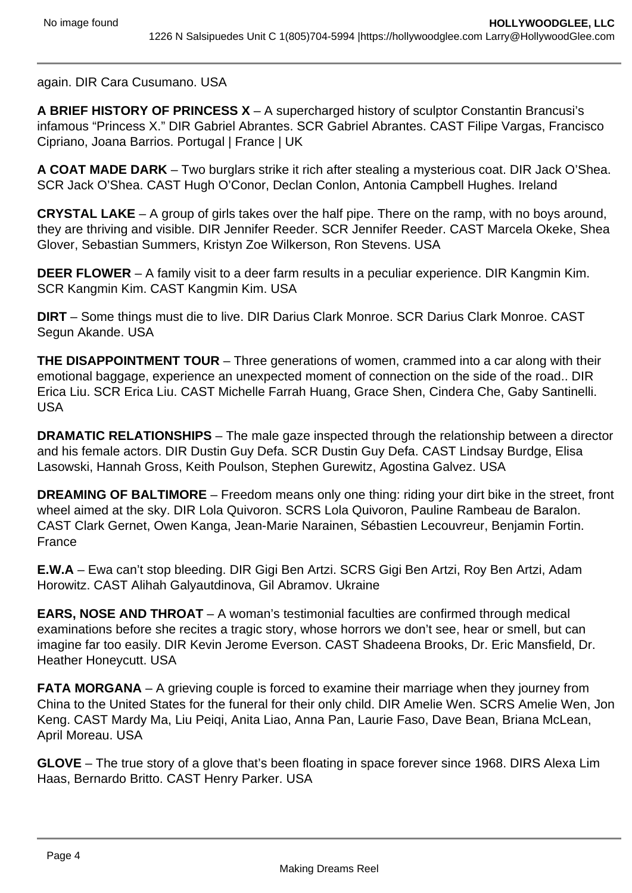again. DIR Cara Cusumano. USA

**A BRIEF HISTORY OF PRINCESS X** – A supercharged history of sculptor Constantin Brancusi's infamous "Princess X." DIR Gabriel Abrantes. SCR Gabriel Abrantes. CAST Filipe Vargas, Francisco Cipriano, Joana Barrios. Portugal | France | UK

**A COAT MADE DARK** – Two burglars strike it rich after stealing a mysterious coat. DIR Jack O'Shea. SCR Jack O'Shea. CAST Hugh O'Conor, Declan Conlon, Antonia Campbell Hughes. Ireland

**CRYSTAL LAKE** – A group of girls takes over the half pipe. There on the ramp, with no boys around, they are thriving and visible. DIR Jennifer Reeder. SCR Jennifer Reeder. CAST Marcela Okeke, Shea Glover, Sebastian Summers, Kristyn Zoe Wilkerson, Ron Stevens. USA

**DEER FLOWER** – A family visit to a deer farm results in a peculiar experience. DIR Kangmin Kim. SCR Kangmin Kim. CAST Kangmin Kim. USA

**DIRT** – Some things must die to live. DIR Darius Clark Monroe. SCR Darius Clark Monroe. CAST Segun Akande. USA

**THE DISAPPOINTMENT TOUR** – Three generations of women, crammed into a car along with their emotional baggage, experience an unexpected moment of connection on the side of the road.. DIR Erica Liu. SCR Erica Liu. CAST Michelle Farrah Huang, Grace Shen, Cindera Che, Gaby Santinelli. USA

**DRAMATIC RELATIONSHIPS** – The male gaze inspected through the relationship between a director and his female actors. DIR Dustin Guy Defa. SCR Dustin Guy Defa. CAST Lindsay Burdge, Elisa Lasowski, Hannah Gross, Keith Poulson, Stephen Gurewitz, Agostina Galvez. USA

**DREAMING OF BALTIMORE** – Freedom means only one thing: riding your dirt bike in the street, front wheel aimed at the sky. DIR Lola Quivoron. SCRS Lola Quivoron, Pauline Rambeau de Baralon. CAST Clark Gernet, Owen Kanga, Jean-Marie Narainen, Sébastien Lecouvreur, Benjamin Fortin. France

**E.W.A** – Ewa can't stop bleeding. DIR Gigi Ben Artzi. SCRS Gigi Ben Artzi, Roy Ben Artzi, Adam Horowitz. CAST Alihah Galyautdinova, Gil Abramov. Ukraine

**EARS, NOSE AND THROAT** – A woman's testimonial faculties are confirmed through medical examinations before she recites a tragic story, whose horrors we don't see, hear or smell, but can imagine far too easily. DIR Kevin Jerome Everson. CAST Shadeena Brooks, Dr. Eric Mansfield, Dr. Heather Honeycutt. USA

**FATA MORGANA** – A grieving couple is forced to examine their marriage when they journey from China to the United States for the funeral for their only child. DIR Amelie Wen. SCRS Amelie Wen, Jon Keng. CAST Mardy Ma, Liu Peiqi, Anita Liao, Anna Pan, Laurie Faso, Dave Bean, Briana McLean, April Moreau. USA

**GLOVE** – The true story of a glove that's been floating in space forever since 1968. DIRS Alexa Lim Haas, Bernardo Britto. CAST Henry Parker. USA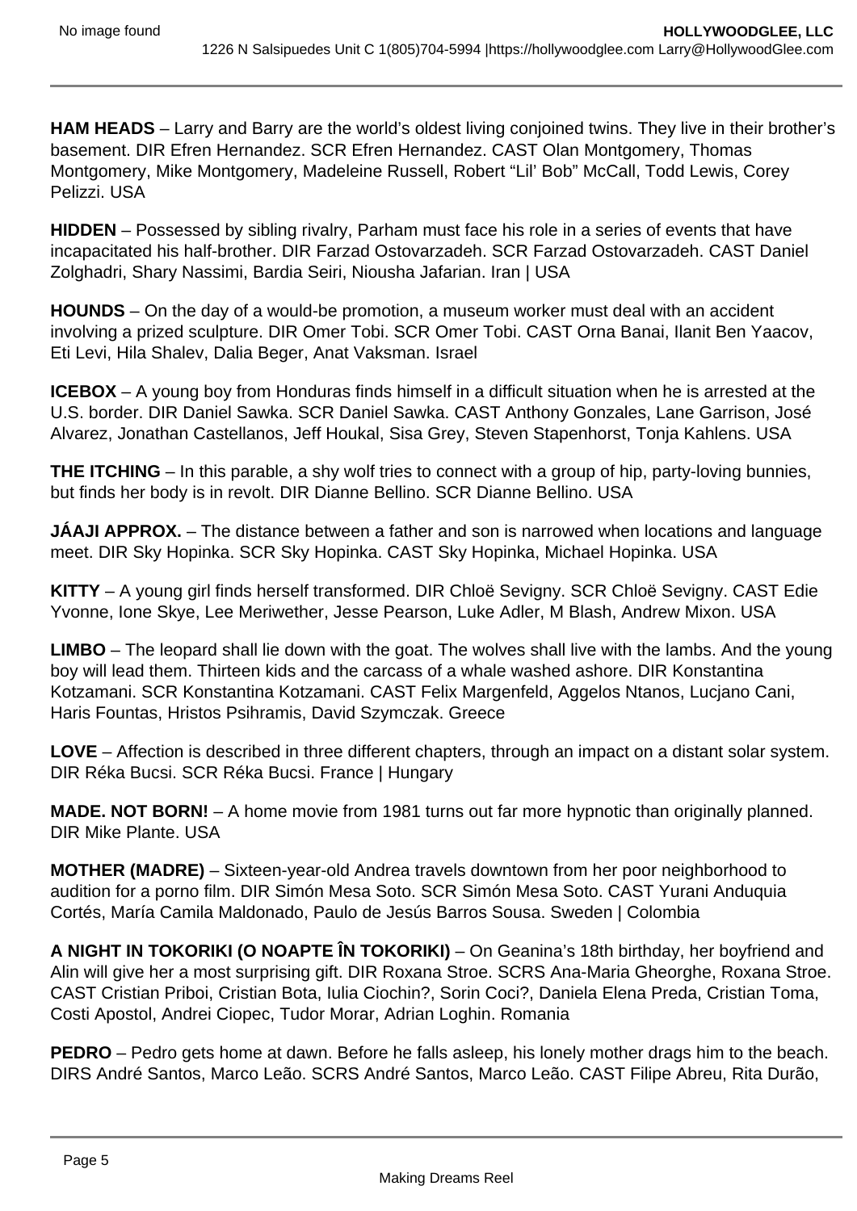**HAM HEADS** – Larry and Barry are the world's oldest living conjoined twins. They live in their brother's basement. DIR Efren Hernandez. SCR Efren Hernandez. CAST Olan Montgomery, Thomas Montgomery, Mike Montgomery, Madeleine Russell, Robert "Lil' Bob" McCall, Todd Lewis, Corey Pelizzi. USA

**HIDDEN** – Possessed by sibling rivalry, Parham must face his role in a series of events that have incapacitated his half-brother. DIR Farzad Ostovarzadeh. SCR Farzad Ostovarzadeh. CAST Daniel Zolghadri, Shary Nassimi, Bardia Seiri, Niousha Jafarian. Iran | USA

**HOUNDS** – On the day of a would-be promotion, a museum worker must deal with an accident involving a prized sculpture. DIR Omer Tobi. SCR Omer Tobi. CAST Orna Banai, Ilanit Ben Yaacov, Eti Levi, Hila Shalev, Dalia Beger, Anat Vaksman. Israel

**ICEBOX** – A young boy from Honduras finds himself in a difficult situation when he is arrested at the U.S. border. DIR Daniel Sawka. SCR Daniel Sawka. CAST Anthony Gonzales, Lane Garrison, José Alvarez, Jonathan Castellanos, Jeff Houkal, Sisa Grey, Steven Stapenhorst, Tonja Kahlens. USA

**THE ITCHING** – In this parable, a shy wolf tries to connect with a group of hip, party-loving bunnies, but finds her body is in revolt. DIR Dianne Bellino. SCR Dianne Bellino. USA

**JÁAJI APPROX.** – The distance between a father and son is narrowed when locations and language meet. DIR Sky Hopinka. SCR Sky Hopinka. CAST Sky Hopinka, Michael Hopinka. USA

**KITTY** – A young girl finds herself transformed. DIR Chloë Sevigny. SCR Chloë Sevigny. CAST Edie Yvonne, Ione Skye, Lee Meriwether, Jesse Pearson, Luke Adler, M Blash, Andrew Mixon. USA

**LIMBO** – The leopard shall lie down with the goat. The wolves shall live with the lambs. And the young boy will lead them. Thirteen kids and the carcass of a whale washed ashore. DIR Konstantina Kotzamani. SCR Konstantina Kotzamani. CAST Felix Margenfeld, Aggelos Ntanos, Lucjano Cani, Haris Fountas, Hristos Psihramis, David Szymczak. Greece

**LOVE** – Affection is described in three different chapters, through an impact on a distant solar system. DIR Réka Bucsi. SCR Réka Bucsi. France | Hungary

**MADE. NOT BORN!** – A home movie from 1981 turns out far more hypnotic than originally planned. DIR Mike Plante. USA

**MOTHER (MADRE)** – Sixteen-year-old Andrea travels downtown from her poor neighborhood to audition for a porno film. DIR Simón Mesa Soto. SCR Simón Mesa Soto. CAST Yurani Anduquia Cortés, María Camila Maldonado, Paulo de Jesús Barros Sousa. Sweden | Colombia

**A NIGHT IN TOKORIKI (O NOAPTE ÎN TOKORIKI)** – On Geanina's 18th birthday, her boyfriend and Alin will give her a most surprising gift. DIR Roxana Stroe. SCRS Ana-Maria Gheorghe, Roxana Stroe. CAST Cristian Priboi, Cristian Bota, Iulia Ciochin?, Sorin Coci?, Daniela Elena Preda, Cristian Toma, Costi Apostol, Andrei Ciopec, Tudor Morar, Adrian Loghin. Romania

**PEDRO** – Pedro gets home at dawn. Before he falls asleep, his lonely mother drags him to the beach. DIRS André Santos, Marco Leão. SCRS André Santos, Marco Leão. CAST Filipe Abreu, Rita Durão,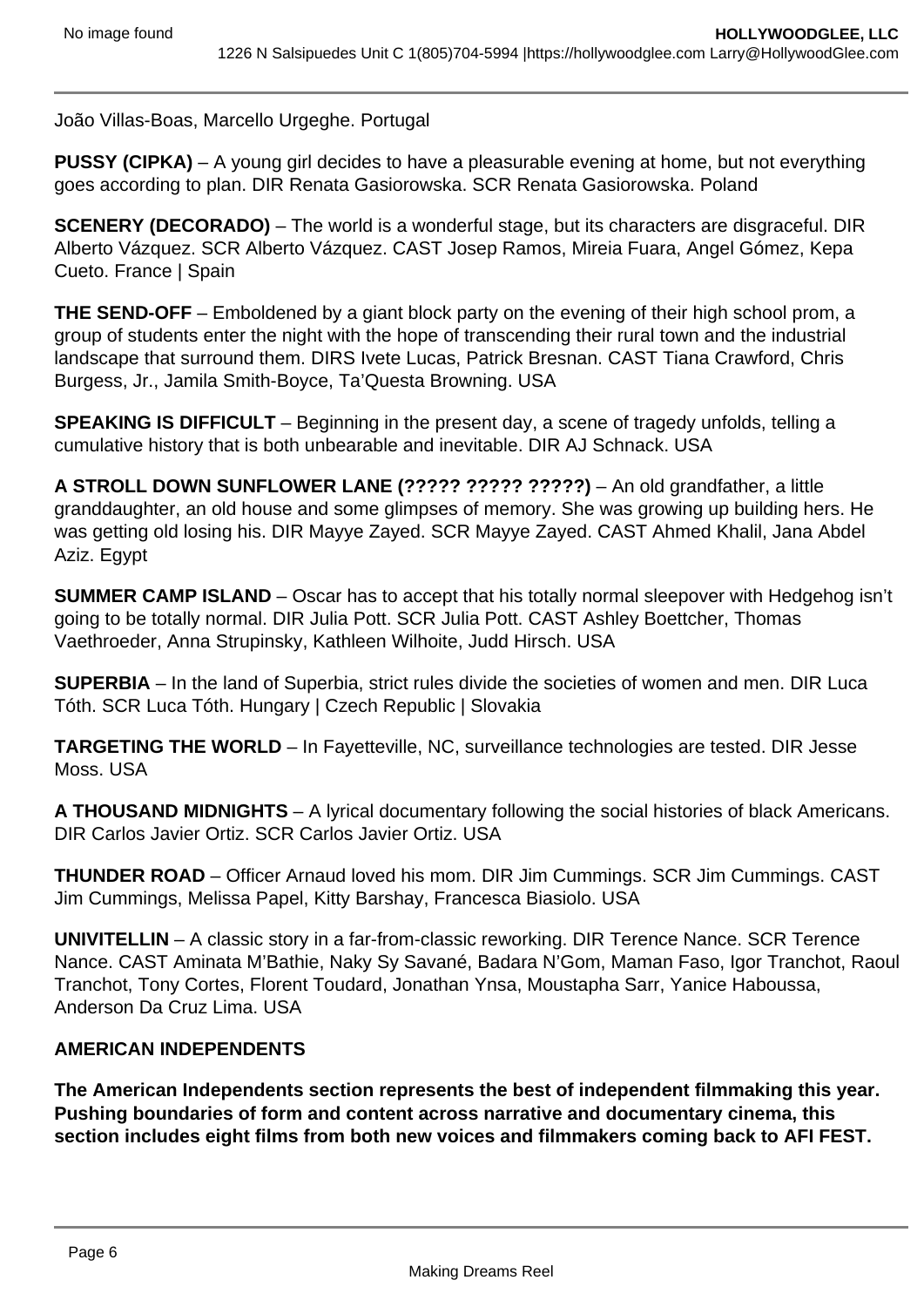João Villas-Boas, Marcello Urgeghe. Portugal

**PUSSY (CIPKA)** – A young girl decides to have a pleasurable evening at home, but not everything goes according to plan. DIR Renata Gasiorowska. SCR Renata Gasiorowska. Poland

**SCENERY (DECORADO)** – The world is a wonderful stage, but its characters are disgraceful. DIR Alberto Vázquez. SCR Alberto Vázquez. CAST Josep Ramos, Mireia Fuara, Angel Gómez, Kepa Cueto. France | Spain

**THE SEND-OFF** – Emboldened by a giant block party on the evening of their high school prom, a group of students enter the night with the hope of transcending their rural town and the industrial landscape that surround them. DIRS Ivete Lucas, Patrick Bresnan. CAST Tiana Crawford, Chris Burgess, Jr., Jamila Smith-Boyce, Ta'Questa Browning. USA

**SPEAKING IS DIFFICULT** – Beginning in the present day, a scene of tragedy unfolds, telling a cumulative history that is both unbearable and inevitable. DIR AJ Schnack. USA

**A STROLL DOWN SUNFLOWER LANE (????? ????? ?????)** – An old grandfather, a little granddaughter, an old house and some glimpses of memory. She was growing up building hers. He was getting old losing his. DIR Mayye Zayed. SCR Mayye Zayed. CAST Ahmed Khalil, Jana Abdel Aziz. Egypt

**SUMMER CAMP ISLAND** – Oscar has to accept that his totally normal sleepover with Hedgehog isn't going to be totally normal. DIR Julia Pott. SCR Julia Pott. CAST Ashley Boettcher, Thomas Vaethroeder, Anna Strupinsky, Kathleen Wilhoite, Judd Hirsch. USA

**SUPERBIA** – In the land of Superbia, strict rules divide the societies of women and men. DIR Luca Tóth. SCR Luca Tóth. Hungary | Czech Republic | Slovakia

**TARGETING THE WORLD** – In Fayetteville, NC, surveillance technologies are tested. DIR Jesse Moss. USA

**A THOUSAND MIDNIGHTS** – A lyrical documentary following the social histories of black Americans. DIR Carlos Javier Ortiz. SCR Carlos Javier Ortiz. USA

**THUNDER ROAD** – Officer Arnaud loved his mom. DIR Jim Cummings. SCR Jim Cummings. CAST Jim Cummings, Melissa Papel, Kitty Barshay, Francesca Biasiolo. USA

**UNIVITELLIN** – A classic story in a far-from-classic reworking. DIR Terence Nance. SCR Terence Nance. CAST Aminata M'Bathie, Naky Sy Savané, Badara N'Gom, Maman Faso, Igor Tranchot, Raoul Tranchot, Tony Cortes, Florent Toudard, Jonathan Ynsa, Moustapha Sarr, Yanice Haboussa, Anderson Da Cruz Lima. USA

**AMERICAN INDEPENDENTS**

**The American Independents section represents the best of independent filmmaking this year. Pushing boundaries of form and content across narrative and documentary cinema, this section includes eight films from both new voices and filmmakers coming back to AFI FEST.**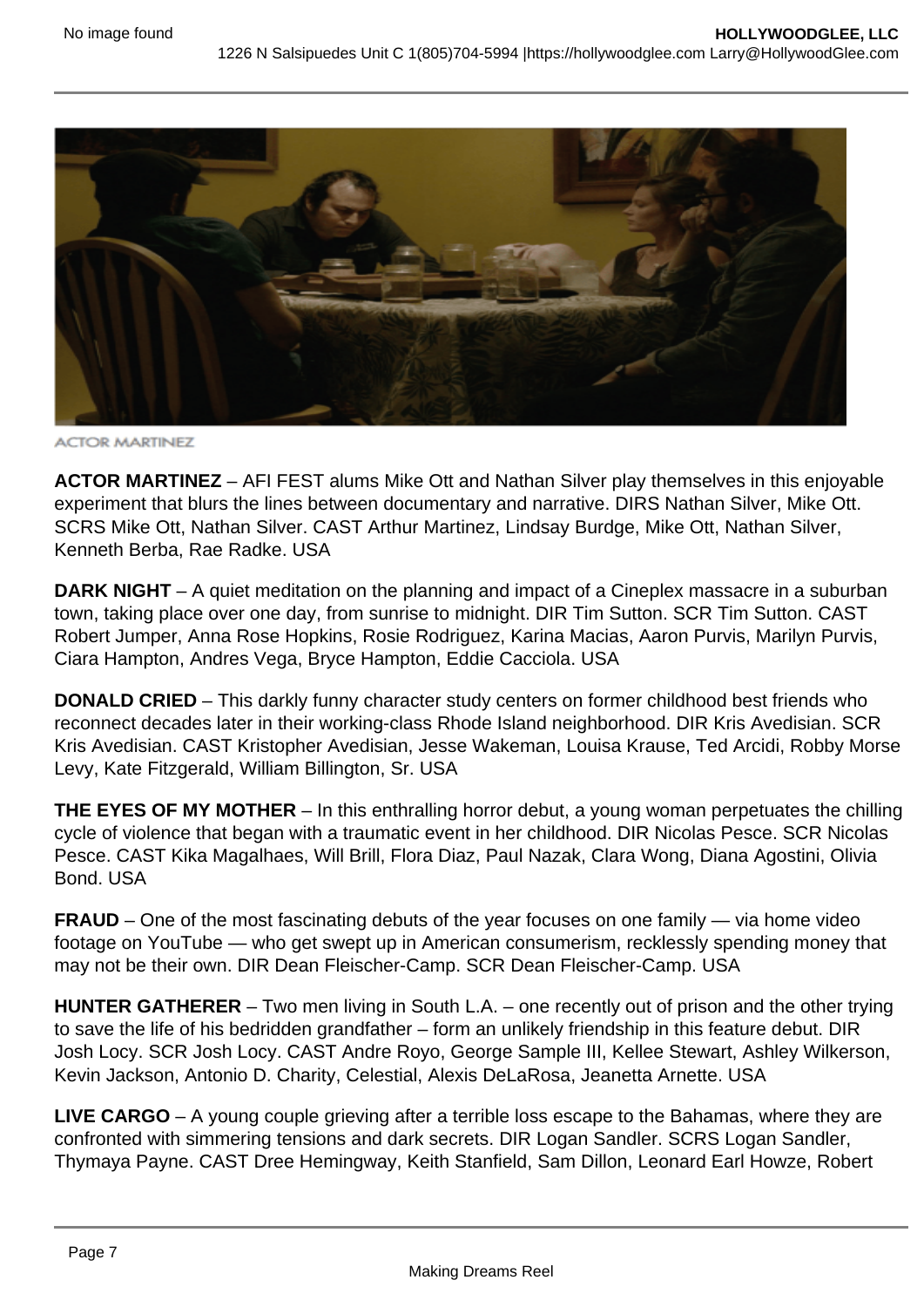ACTOR MARTINEZ

**ACTOR MARTINEZ** – AFI FEST alums Mike Ott and Nathan Silver play themselves in this enjoyable experiment that blurs the lines between documentary and narrative. DIRS Nathan Silver, Mike Ott. SCRS Mike Ott, Nathan Silver. CAST Arthur Martinez, Lindsay Burdge, Mike Ott, Nathan Silver, Kenneth Berba, Rae Radke. USA

**DARK NIGHT** – A quiet meditation on the planning and impact of a Cineplex massacre in a suburban town, taking place over one day, from sunrise to midnight. DIR Tim Sutton. SCR Tim Sutton. CAST Robert Jumper, Anna Rose Hopkins, Rosie Rodriguez, Karina Macias, Aaron Purvis, Marilyn Purvis, Ciara Hampton, Andres Vega, Bryce Hampton, Eddie Cacciola. USA

**DONALD CRIED** – This darkly funny character study centers on former childhood best friends who reconnect decades later in their working-class Rhode Island neighborhood. DIR Kris Avedisian. SCR Kris Avedisian. CAST Kristopher Avedisian, Jesse Wakeman, Louisa Krause, Ted Arcidi, Robby Morse Levy, Kate Fitzgerald, William Billington, Sr. USA

**THE EYES OF MY MOTHER** – In this enthralling horror debut, a young woman perpetuates the chilling cycle of violence that began with a traumatic event in her childhood. DIR Nicolas Pesce. SCR Nicolas Pesce. CAST Kika Magalhaes, Will Brill, Flora Diaz, Paul Nazak, Clara Wong, Diana Agostini, Olivia Bond. USA

**FRAUD** – One of the most fascinating debuts of the year focuses on one family — via home video footage on YouTube — who get swept up in American consumerism, recklessly spending money that may not be their own. DIR Dean Fleischer-Camp. SCR Dean Fleischer-Camp. USA

**HUNTER GATHERER** – Two men living in South L.A. – one recently out of prison and the other trying to save the life of his bedridden grandfather – form an unlikely friendship in this feature debut. DIR Josh Locy. SCR Josh Locy. CAST Andre Royo, George Sample III, Kellee Stewart, Ashley Wilkerson, Kevin Jackson, Antonio D. Charity, Celestial, Alexis DeLaRosa, Jeanetta Arnette. USA

**LIVE CARGO** – A young couple grieving after a terrible loss escape to the Bahamas, where they are confronted with simmering tensions and dark secrets. DIR Logan Sandler. SCRS Logan Sandler, Thymaya Payne. CAST Dree Hemingway, Keith Stanfield, Sam Dillon, Leonard Earl Howze, Robert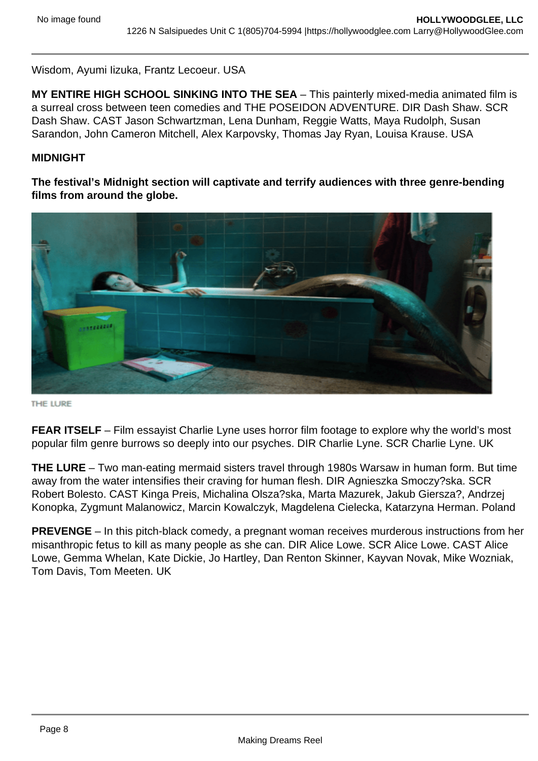Wisdom, Ayumi Iizuka, Frantz Lecoeur. USA

**MY ENTIRE HIGH SCHOOL SINKING INTO THE SEA** – This painterly mixed-media animated film is a surreal cross between teen comedies and THE POSEIDON ADVENTURE. DIR Dash Shaw. SCR Dash Shaw. CAST Jason Schwartzman, Lena Dunham, Reggie Watts, Maya Rudolph, Susan Sarandon, John Cameron Mitchell, Alex Karpovsky, Thomas Jay Ryan, Louisa Krause. USA

**MIDNIGHT**

**The festival's Midnight section will captivate and terrify audiences with three genre-bending films from around the globe.**

THE LURE

**FEAR ITSELF** – Film essayist Charlie Lyne uses horror film footage to explore why the world's most popular film genre burrows so deeply into our psyches. DIR Charlie Lyne. SCR Charlie Lyne. UK

**THE LURE** – Two man-eating mermaid sisters travel through 1980s Warsaw in human form. But time away from the water intensifies their craving for human flesh. DIR Agnieszka Smoczy?ska. SCR Robert Bolesto. CAST Kinga Preis, Michalina Olsza?ska, Marta Mazurek, Jakub Giersza?, Andrzej Konopka, Zygmunt Malanowicz, Marcin Kowalczyk, Magdelena Cielecka, Katarzyna Herman. Poland

**PREVENGE** – In this pitch-black comedy, a pregnant woman receives murderous instructions from her misanthropic fetus to kill as many people as she can. DIR Alice Lowe. SCR Alice Lowe. CAST Alice Lowe, Gemma Whelan, Kate Dickie, Jo Hartley, Dan Renton Skinner, Kayvan Novak, Mike Wozniak, Tom Davis, Tom Meeten. UK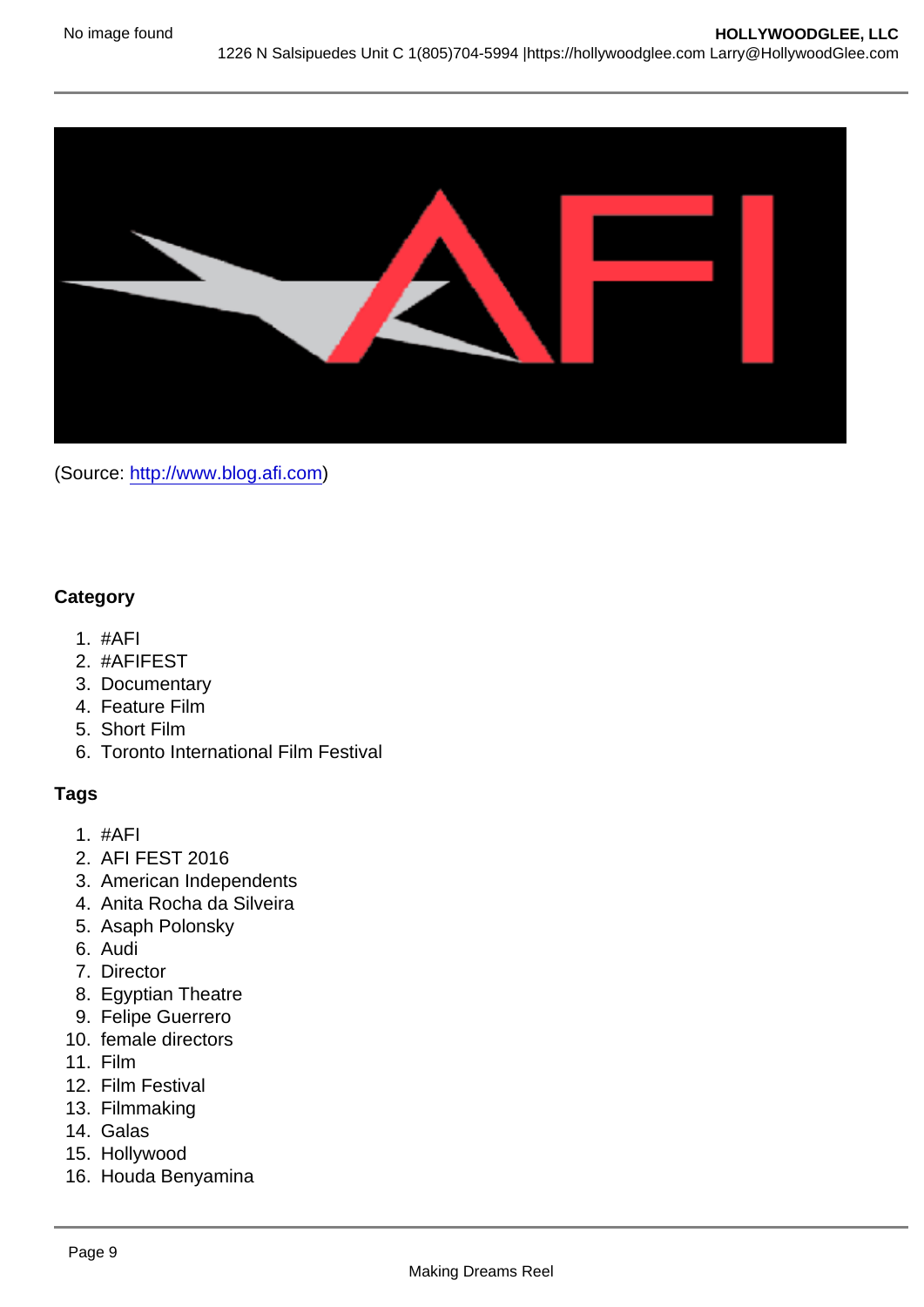(Source: http://www.blog.afi.com)

**Category**

1. #AFI
2. #AFIFEST
3. Documentary
4. Feature Film
5. Short Film
6. Toronto International Film Festival

**Tags**

1. #AFI
2. AFI FEST 2016
3. American Independents
4. Anita Rocha da Silveira
5. Asaph Polonsky
6. Audi
7. Director
8. Egyptian Theatre
9. Felipe Guerrero
10. female directors
11. Film
12. Film Festival
13. Filmmaking
14. Galas
15. Hollywood
16. Houda Benyamina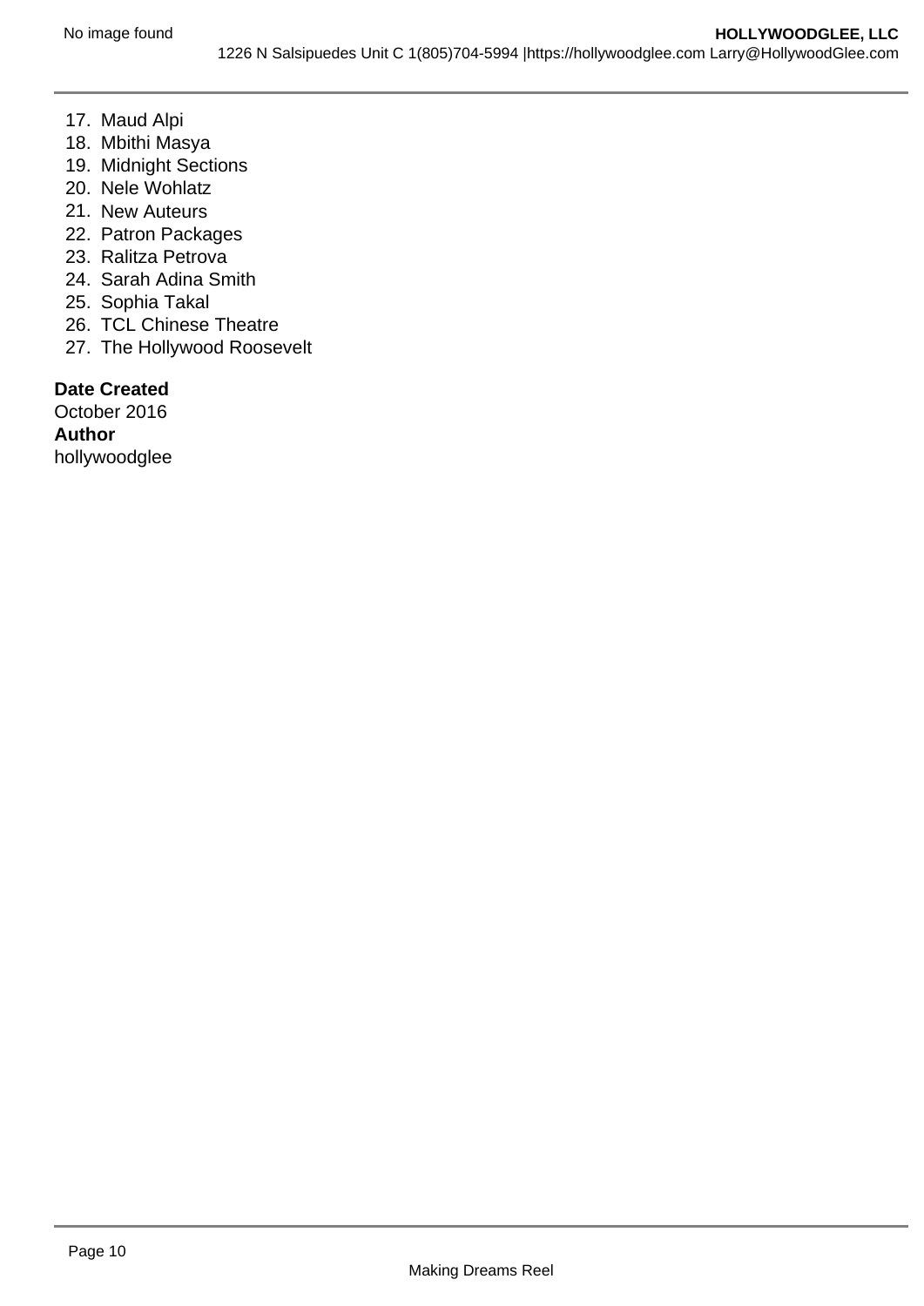17. Maud Alpi
18. Mbithi Masya
19. Midnight Sections
20. Nele Wohlatz
21. New Auteurs
22. Patron Packages
23. Ralitza Petrova
24. Sarah Adina Smith
25. Sophia Takal
26. TCL Chinese Theatre
27. The Hollywood Roosevelt

**Date Created**
October 2016
**Author**
hollywoodglee